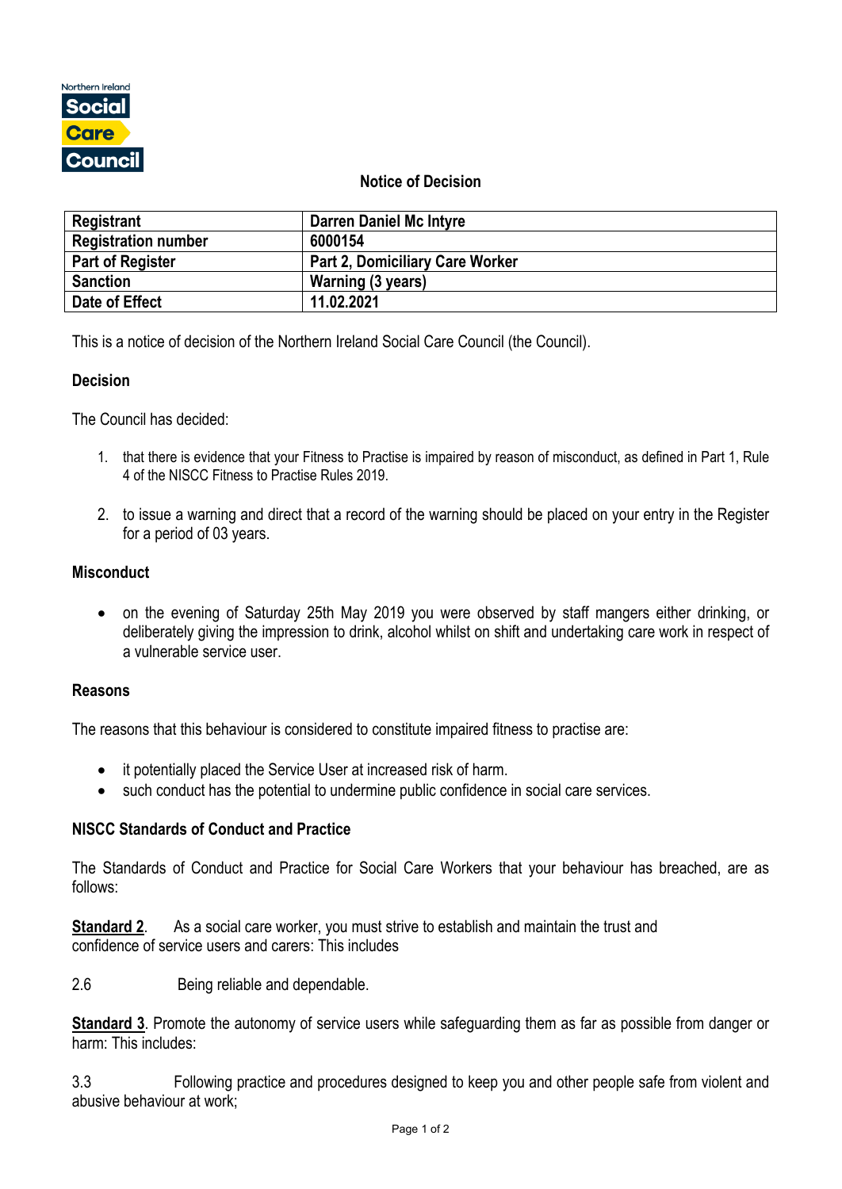Northern Ireland Social Care Council

## Notice of Decision

| Registrant | Darren Daniel Mc Intyre |
| --- | --- |
| Registration number | 6000154 |
| Part of Register | Part 2, Domiciliary Care Worker |
| Sanction | Warning (3 years) |
| Date of Effect | 11.02.2021 |

This is a notice of decision of the Northern Ireland Social Care Council (the Council).

### Decision

The Council has decided:

1. that there is evidence that your Fitness to Practise is impaired by reason of misconduct, as defined in Part 1, Rule 4 of the NISCC Fitness to Practise Rules 2019.

2. to issue a warning and direct that a record of the warning should be placed on your entry in the Register for a period of 03 years.

### Misconduct

- on the evening of Saturday 25th May 2019 you were observed by staff mangers either drinking, or deliberately giving the impression to drink, alcohol whilst on shift and undertaking care work in respect of a vulnerable service user.

### Reasons

The reasons that this behaviour is considered to constitute impaired fitness to practise are:

- it potentially placed the Service User at increased risk of harm.
- such conduct has the potential to undermine public confidence in social care services.

### NISCC Standards of Conduct and Practice

The Standards of Conduct and Practice for Social Care Workers that your behaviour has breached, are as follows:

**Standard 2**. As a social care worker, you must strive to establish and maintain the trust and confidence of service users and carers: This includes

2.6 Being reliable and dependable.

**Standard 3**. Promote the autonomy of service users while safeguarding them as far as possible from danger or harm: This includes:

3.3 Following practice and procedures designed to keep you and other people safe from violent and abusive behaviour at work;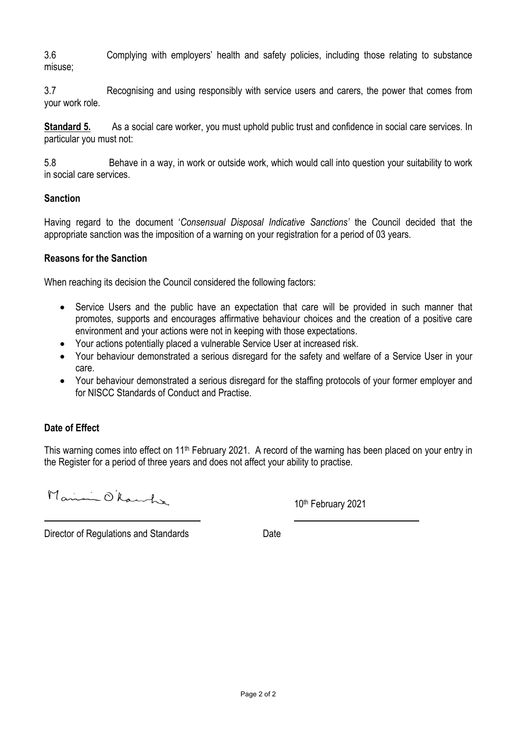3.6 Complying with employers' health and safety policies, including those relating to substance misuse;

3.7 Recognising and using responsibly with service users and carers, the power that comes from your work role.

**Standard 5.** As a social care worker, you must uphold public trust and confidence in social care services. In particular you must not:

5.8 Behave in a way, in work or outside work, which would call into question your suitability to work in social care services.

**Sanction**

Having regard to the document '*Consensual Disposal Indicative Sanctions'* the Council decided that the appropriate sanction was the imposition of a warning on your registration for a period of 03 years.

**Reasons for the Sanction**

When reaching its decision the Council considered the following factors:

- Service Users and the public have an expectation that care will be provided in such manner that promotes, supports and encourages affirmative behaviour choices and the creation of a positive care environment and your actions were not in keeping with those expectations.
- Your actions potentially placed a vulnerable Service User at increased risk.
- Your behaviour demonstrated a serious disregard for the safety and welfare of a Service User in your care.
- Your behaviour demonstrated a serious disregard for the staffing protocols of your former employer and for NISCC Standards of Conduct and Practise.

**Date of Effect**

This warning comes into effect on 11th February 2021. A record of the warning has been placed on your entry in the Register for a period of three years and does not affect your ability to practise.

Marian O'Rourke

10th February 2021

Director of Regulations and Standards Date